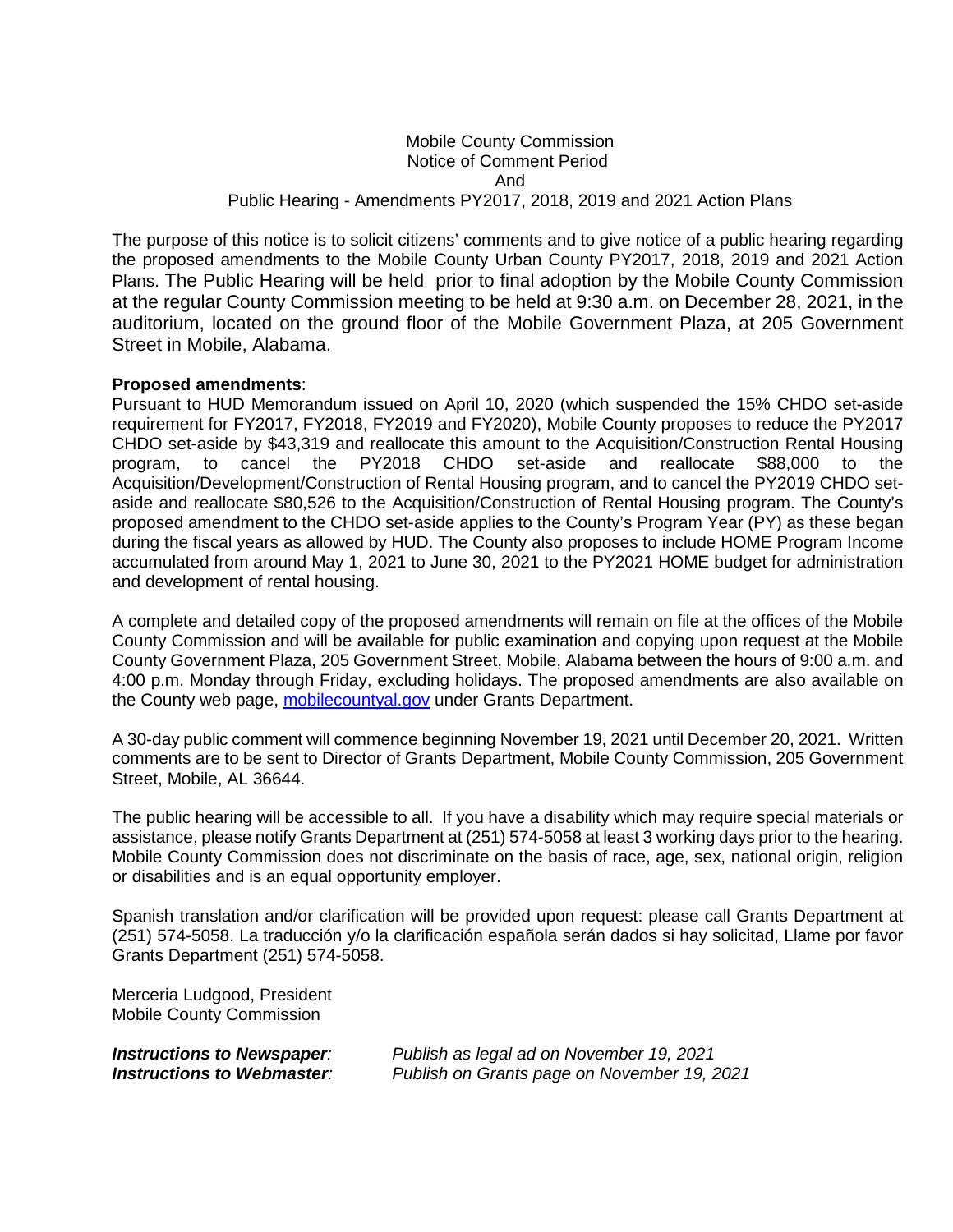Mobile County Commission
Notice of Comment Period
And
Public Hearing - Amendments PY2017, 2018, 2019 and 2021 Action Plans

The purpose of this notice is to solicit citizens' comments and to give notice of a public hearing regarding the proposed amendments to the Mobile County Urban County PY2017, 2018, 2019 and 2021 Action Plans. The Public Hearing will be held prior to final adoption by the Mobile County Commission at the regular County Commission meeting to be held at 9:30 a.m. on December 28, 2021, in the auditorium, located on the ground floor of the Mobile Government Plaza, at 205 Government Street in Mobile, Alabama.

**Proposed amendments**:
Pursuant to HUD Memorandum issued on April 10, 2020 (which suspended the 15% CHDO set-aside requirement for FY2017, FY2018, FY2019 and FY2020), Mobile County proposes to reduce the PY2017 CHDO set-aside by $43,319 and reallocate this amount to the Acquisition/Construction Rental Housing program, to cancel the PY2018 CHDO set-aside and reallocate $88,000 to the Acquisition/Development/Construction of Rental Housing program, and to cancel the PY2019 CHDO set-aside and reallocate $80,526 to the Acquisition/Construction of Rental Housing program. The County's proposed amendment to the CHDO set-aside applies to the County's Program Year (PY) as these began during the fiscal years as allowed by HUD. The County also proposes to include HOME Program Income accumulated from around May 1, 2021 to June 30, 2021 to the PY2021 HOME budget for administration and development of rental housing.

A complete and detailed copy of the proposed amendments will remain on file at the offices of the Mobile County Commission and will be available for public examination and copying upon request at the Mobile County Government Plaza, 205 Government Street, Mobile, Alabama between the hours of 9:00 a.m. and 4:00 p.m. Monday through Friday, excluding holidays. The proposed amendments are also available on the County web page, [mobilecountyal.gov](mobilecountyal.gov) under Grants Department.

A 30-day public comment will commence beginning November 19, 2021 until December 20, 2021. Written comments are to be sent to Director of Grants Department, Mobile County Commission, 205 Government Street, Mobile, AL 36644.

The public hearing will be accessible to all. If you have a disability which may require special materials or assistance, please notify Grants Department at (251) 574-5058 at least 3 working days prior to the hearing. Mobile County Commission does not discriminate on the basis of race, age, sex, national origin, religion or disabilities and is an equal opportunity employer.

Spanish translation and/or clarification will be provided upon request: please call Grants Department at (251) 574-5058. La traducción y/o la clarificación española serán dados si hay solicitad, Llame por favor Grants Department (251) 574-5058.

Merceria Ludgood, President
Mobile County Commission

***Instructions to Newspaper**:* *Publish as legal ad on November 19, 2021*
***Instructions to Webmaster**:* *Publish on Grants page on November 19, 2021*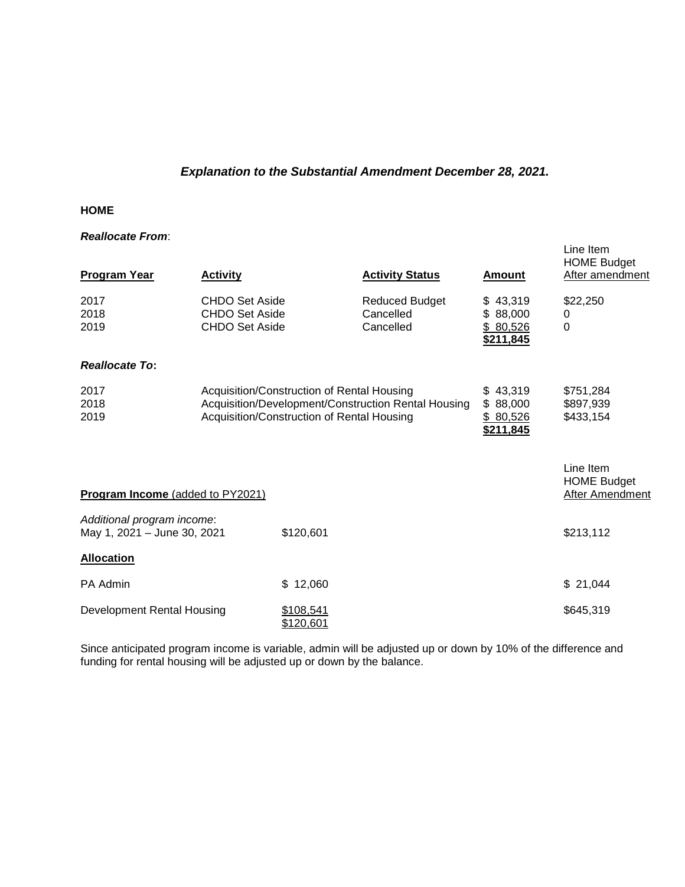***Explanation to the Substantial Amendment December 28, 2021.***

**HOME**

***Reallocate From***:

| **Program Year** | **Activity** | **Activity Status** | **Amount** | Line Item HOME Budget After amendment |
|---|---|---|---|---|
| 2017 | CHDO Set Aside | Reduced Budget | $ 43,319 | $22,250 |
| 2018 | CHDO Set Aside | Cancelled | $ 88,000 | 0 |
| 2019 | CHDO Set Aside | Cancelled | $ 80,526 | 0 |
| | | | **$211,845** | |

***Reallocate To*:**

| | | | |
|---|---|---|---|
| 2017 | Acquisition/Construction of Rental Housing | $ 43,319 | $751,284 |
| 2018 | Acquisition/Development/Construction Rental Housing | $ 88,000 | $897,939 |
| 2019 | Acquisition/Construction of Rental Housing | $ 80,526 | $433,154 |
| | | **$211,845** | |

| **Program Income** (added to PY2021) | | Line Item HOME Budget After Amendment |
|---|---|---|
| *Additional program income*: May 1, 2021 – June 30, 2021 | $120,601 | $213,112 |
| **Allocation** | | |
| PA Admin | $ 12,060 | $ 21,044 |
| Development Rental Housing | $108,541 | $645,319 |
| | $120,601 | |

Since anticipated program income is variable, admin will be adjusted up or down by 10% of the difference and funding for rental housing will be adjusted up or down by the balance.